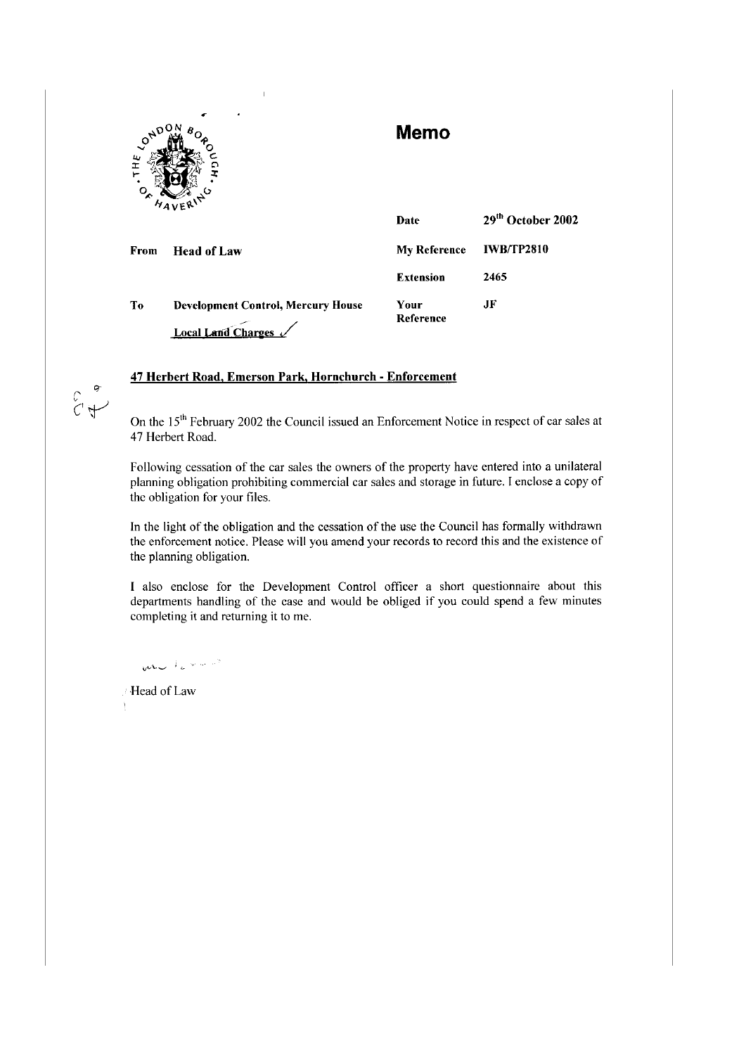# Memo

| | | | |
|---|---|---|---|
| | | **Date** | **29th October 2002** |
| **From** | **Head of Law** | **My Reference** | **IWB/TP2810** |
| | | **Extension** | **2465** |
| **To** | **Development Control, Mercury House** | **Your Reference** | **JF** |
| | **Local Land Charges** ✓ | | |

**47 Herbert Road, Emerson Park, Hornchurch - Enforcement**

On the 15th February 2002 the Council issued an Enforcement Notice in respect of car sales at 47 Herbert Road.

Following cessation of the car sales the owners of the property have entered into a unilateral planning obligation prohibiting commercial car sales and storage in future. I enclose a copy of the obligation for your files.

In the light of the obligation and the cessation of the use the Council has formally withdrawn the enforcement notice. Please will you amend your records to record this and the existence of the planning obligation.

I also enclose for the Development Control officer a short questionnaire about this departments handling of the case and would be obliged if you could spend a few minutes completing it and returning it to me.

Head of Law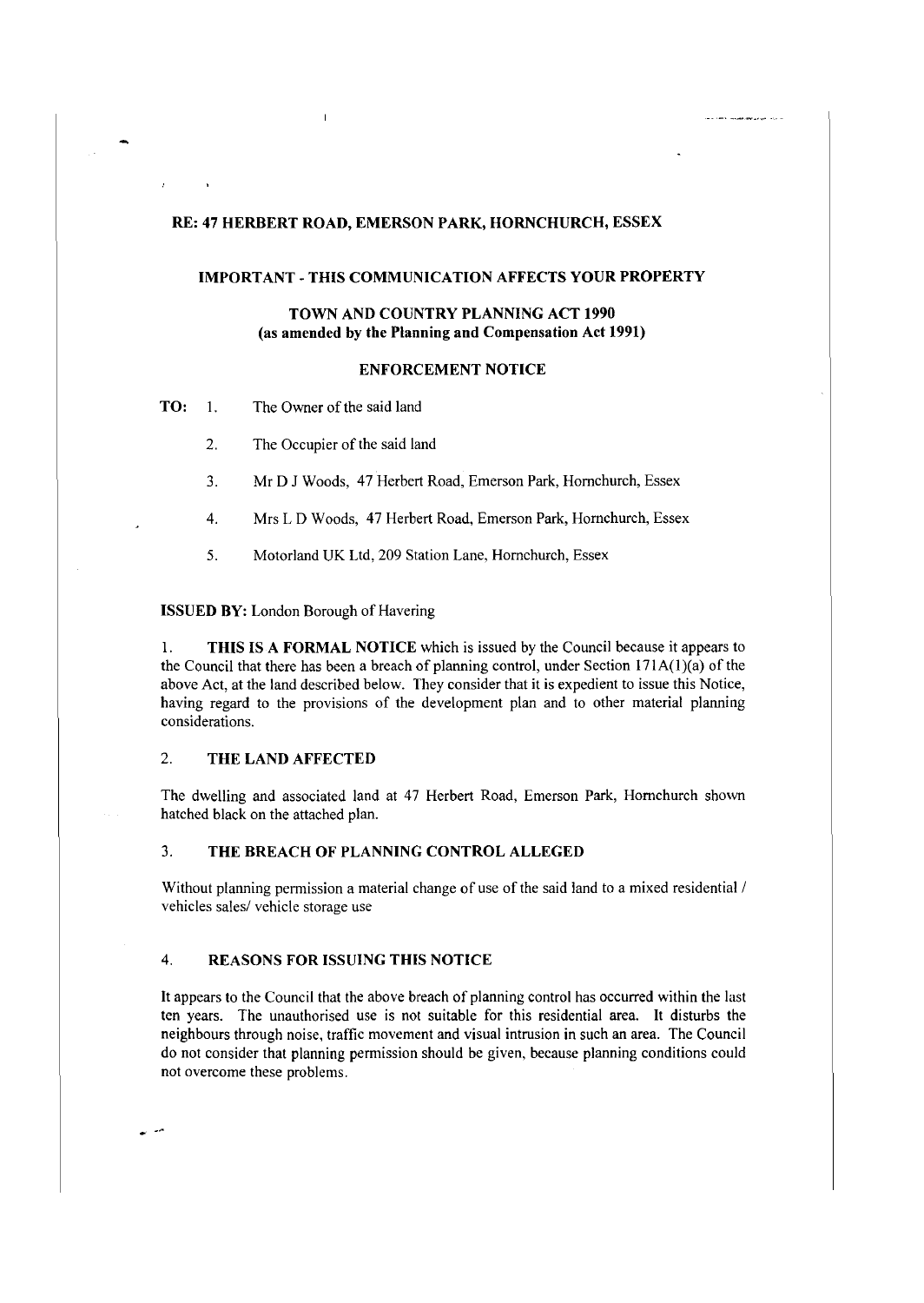## RE: 47 HERBERT ROAD, EMERSON PARK, HORNCHURCH, ESSEX

### IMPORTANT - THIS COMMUNICATION AFFECTS YOUR PROPERTY

### TOWN AND COUNTRY PLANNING ACT 1990
### (as amended by the Planning and Compensation Act 1991)

### ENFORCEMENT NOTICE

**TO:**

1. The Owner of the said land
2. The Occupier of the said land
3. Mr D J Woods, 47 Herbert Road, Emerson Park, Hornchurch, Essex
4. Mrs L D Woods, 47 Herbert Road, Emerson Park, Hornchurch, Essex
5. Motorland UK Ltd, 209 Station Lane, Hornchurch, Essex

**ISSUED BY:** London Borough of Havering

1. **THIS IS A FORMAL NOTICE** which is issued by the Council because it appears to the Council that there has been a breach of planning control, under Section 171A(1)(a) of the above Act, at the land described below. They consider that it is expedient to issue this Notice, having regard to the provisions of the development plan and to other material planning considerations.

2. **THE LAND AFFECTED**

The dwelling and associated land at 47 Herbert Road, Emerson Park, Hornchurch shown hatched black on the attached plan.

3. **THE BREACH OF PLANNING CONTROL ALLEGED**

Without planning permission a material change of use of the said land to a mixed residential / vehicles sales/ vehicle storage use

4. **REASONS FOR ISSUING THIS NOTICE**

It appears to the Council that the above breach of planning control has occurred within the last ten years. The unauthorised use is not suitable for this residential area. It disturbs the neighbours through noise, traffic movement and visual intrusion in such an area. The Council do not consider that planning permission should be given, because planning conditions could not overcome these problems.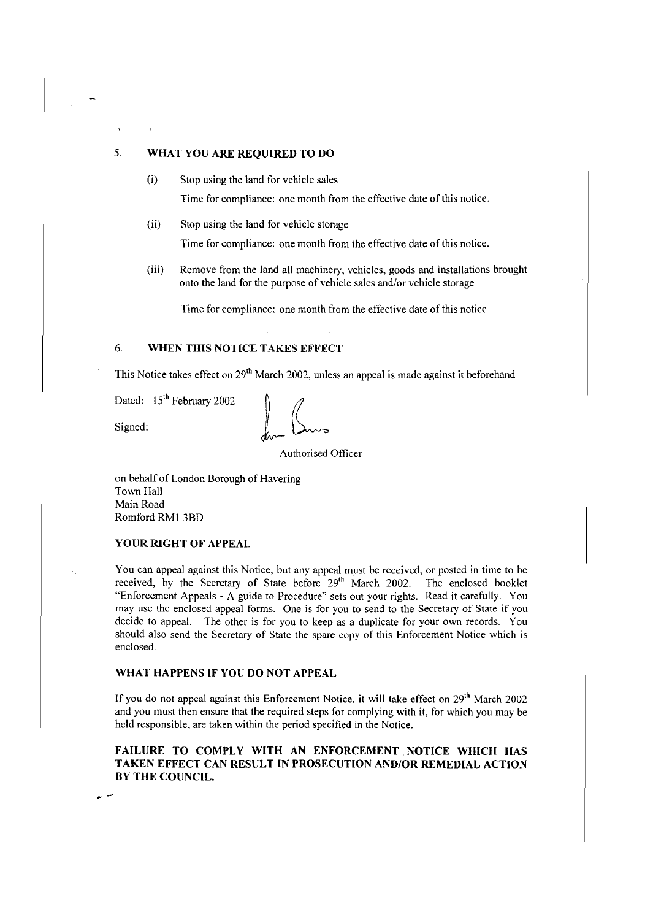## 5. WHAT YOU ARE REQUIRED TO DO

(i) Stop using the land for vehicle sales

Time for compliance: one month from the effective date of this notice.

(ii) Stop using the land for vehicle storage

Time for compliance: one month from the effective date of this notice.

(iii) Remove from the land all machinery, vehicles, goods and installations brought onto the land for the purpose of vehicle sales and/or vehicle storage

Time for compliance: one month from the effective date of this notice

## 6. WHEN THIS NOTICE TAKES EFFECT

This Notice takes effect on 29th March 2002, unless an appeal is made against it beforehand

Dated: 15th February 2002

Signed:

Authorised Officer

on behalf of London Borough of Havering
Town Hall
Main Road
Romford RM1 3BD

### YOUR RIGHT OF APPEAL

You can appeal against this Notice, but any appeal must be received, or posted in time to be received, by the Secretary of State before 29th March 2002. The enclosed booklet "Enforcement Appeals - A guide to Procedure" sets out your rights. Read it carefully. You may use the enclosed appeal forms. One is for you to send to the Secretary of State if you decide to appeal. The other is for you to keep as a duplicate for your own records. You should also send the Secretary of State the spare copy of this Enforcement Notice which is enclosed.

### WHAT HAPPENS IF YOU DO NOT APPEAL

If you do not appeal against this Enforcement Notice, it will take effect on 29th March 2002 and you must then ensure that the required steps for complying with it, for which you may be held responsible, are taken within the period specified in the Notice.

**FAILURE TO COMPLY WITH AN ENFORCEMENT NOTICE WHICH HAS TAKEN EFFECT CAN RESULT IN PROSECUTION AND/OR REMEDIAL ACTION BY THE COUNCIL.**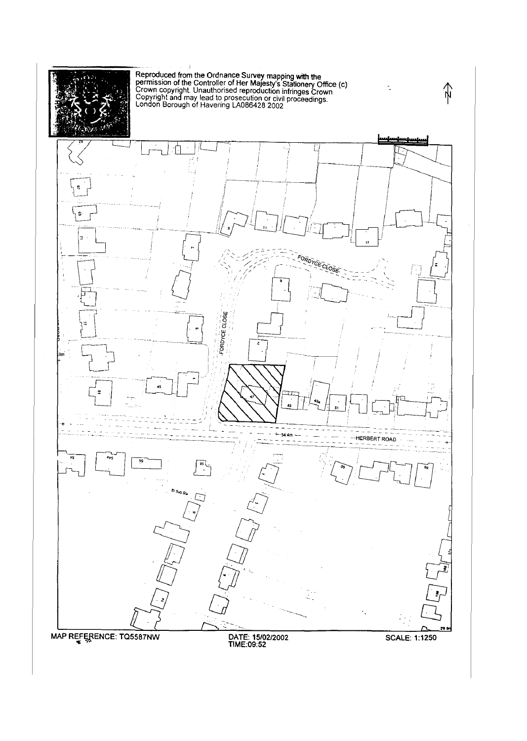Reproduced from the Ordnance Survey mapping with the permission of the Controller of Her Majesty's Stationery Office (c) Crown copyright. Unauthorised reproduction infringes Crown Copyright and may lead to prosecution or civil proceedings. London Borough of Havering LA086428 2002

N

FORDYCE CLOSE

FORDYCE CLOSE

HERBERT ROAD

34.4m

El Sub Sta

MAP REFERENCE: TQ5587NW

DATE: 15/02/2002
TIME:09:52

SCALE: 1:1250